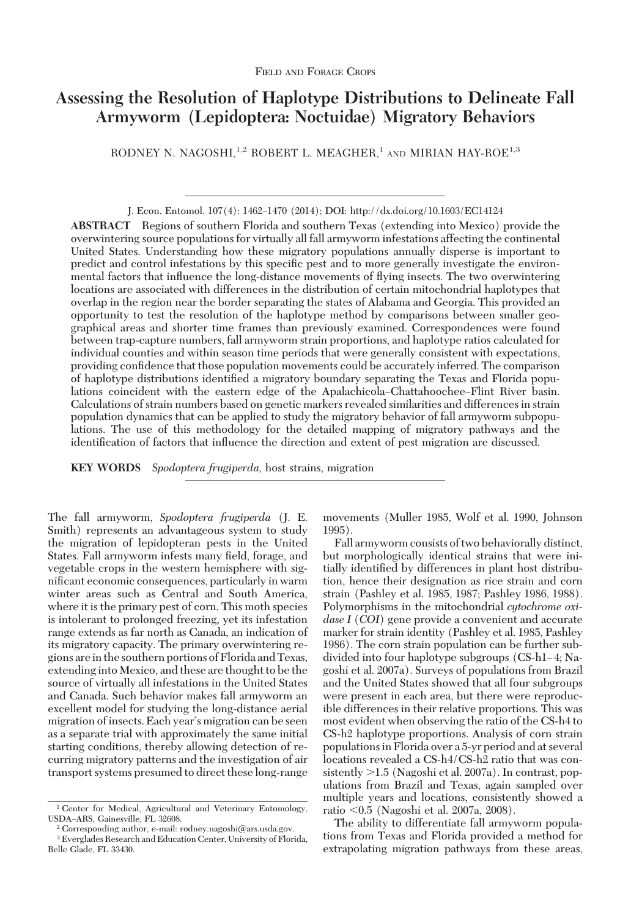Field and Forage Crops

# Assessing the Resolution of Haplotype Distributions to Delineate Fall Armyworm (Lepidoptera: Noctuidae) Migratory Behaviors

RODNEY N. NAGOSHI,[1,2] ROBERT L. MEAGHER,[1] AND MIRIAN HAY-ROE[1,3]

J. Econ. Entomol. 107(4): 1462–1470 (2014); DOI: http://dx.doi.org/10.1603/EC14124

**ABSTRACT** Regions of southern Florida and southern Texas (extending into Mexico) provide the overwintering source populations for virtually all fall armyworm infestations affecting the continental United States. Understanding how these migratory populations annually disperse is important to predict and control infestations by this specific pest and to more generally investigate the environmental factors that influence the long-distance movements of flying insects. The two overwintering locations are associated with differences in the distribution of certain mitochondrial haplotypes that overlap in the region near the border separating the states of Alabama and Georgia. This provided an opportunity to test the resolution of the haplotype method by comparisons between smaller geographical areas and shorter time frames than previously examined. Correspondences were found between trap-capture numbers, fall armyworm strain proportions, and haplotype ratios calculated for individual counties and within season time periods that were generally consistent with expectations, providing confidence that those population movements could be accurately inferred. The comparison of haplotype distributions identified a migratory boundary separating the Texas and Florida populations coincident with the eastern edge of the Apalachicola–Chattahoochee–Flint River basin. Calculations of strain numbers based on genetic markers revealed similarities and differences in strain population dynamics that can be applied to study the migratory behavior of fall armyworm subpopulations. The use of this methodology for the detailed mapping of migratory pathways and the identification of factors that influence the direction and extent of pest migration are discussed.

**KEY WORDS** *Spodoptera frugiperda*, host strains, migration

The fall armyworm, *Spodoptera frugiperda* (J. E. Smith) represents an advantageous system to study the migration of lepidopteran pests in the United States. Fall armyworm infests many field, forage, and vegetable crops in the western hemisphere with significant economic consequences, particularly in warm winter areas such as Central and South America, where it is the primary pest of corn. This moth species is intolerant to prolonged freezing, yet its infestation range extends as far north as Canada, an indication of its migratory capacity. The primary overwintering regions are in the southern portions of Florida and Texas, extending into Mexico, and these are thought to be the source of virtually all infestations in the United States and Canada. Such behavior makes fall armyworm an excellent model for studying the long-distance aerial migration of insects. Each year's migration can be seen as a separate trial with approximately the same initial starting conditions, thereby allowing detection of recurring migratory patterns and the investigation of air transport systems presumed to direct these long-range movements (Muller 1985, Wolf et al. 1990, Johnson 1995).

Fall armyworm consists of two behaviorally distinct, but morphologically identical strains that were initially identified by differences in plant host distribution, hence their designation as rice strain and corn strain (Pashley et al. 1985, 1987; Pashley 1986, 1988). Polymorphisms in the mitochondrial *cytochrome oxidase I* (*COI*) gene provide a convenient and accurate marker for strain identity (Pashley et al. 1985, Pashley 1986). The corn strain population can be further subdivided into four haplotype subgroups (CS-h1–4; Nagoshi et al. 2007a). Surveys of populations from Brazil and the United States showed that all four subgroups were present in each area, but there were reproducible differences in their relative proportions. This was most evident when observing the ratio of the CS-h4 to CS-h2 haplotype proportions. Analysis of corn strain populations in Florida over a 5-yr period and at several locations revealed a CS-h4/CS-h2 ratio that was consistently >1.5 (Nagoshi et al. 2007a). In contrast, populations from Brazil and Texas, again sampled over multiple years and locations, consistently showed a ratio <0.5 (Nagoshi et al. 2007a, 2008).

The ability to differentiate fall armyworm populations from Texas and Florida provided a method for extrapolating migration pathways from these areas,

[1] Center for Medical, Agricultural and Veterinary Entomology, USDA–ARS, Gainesville, FL 32608.

[2] Corresponding author, e-mail: rodney.nagoshi@ars.usda.gov.

[3] Everglades Research and Education Center, University of Florida, Belle Glade, FL 33430.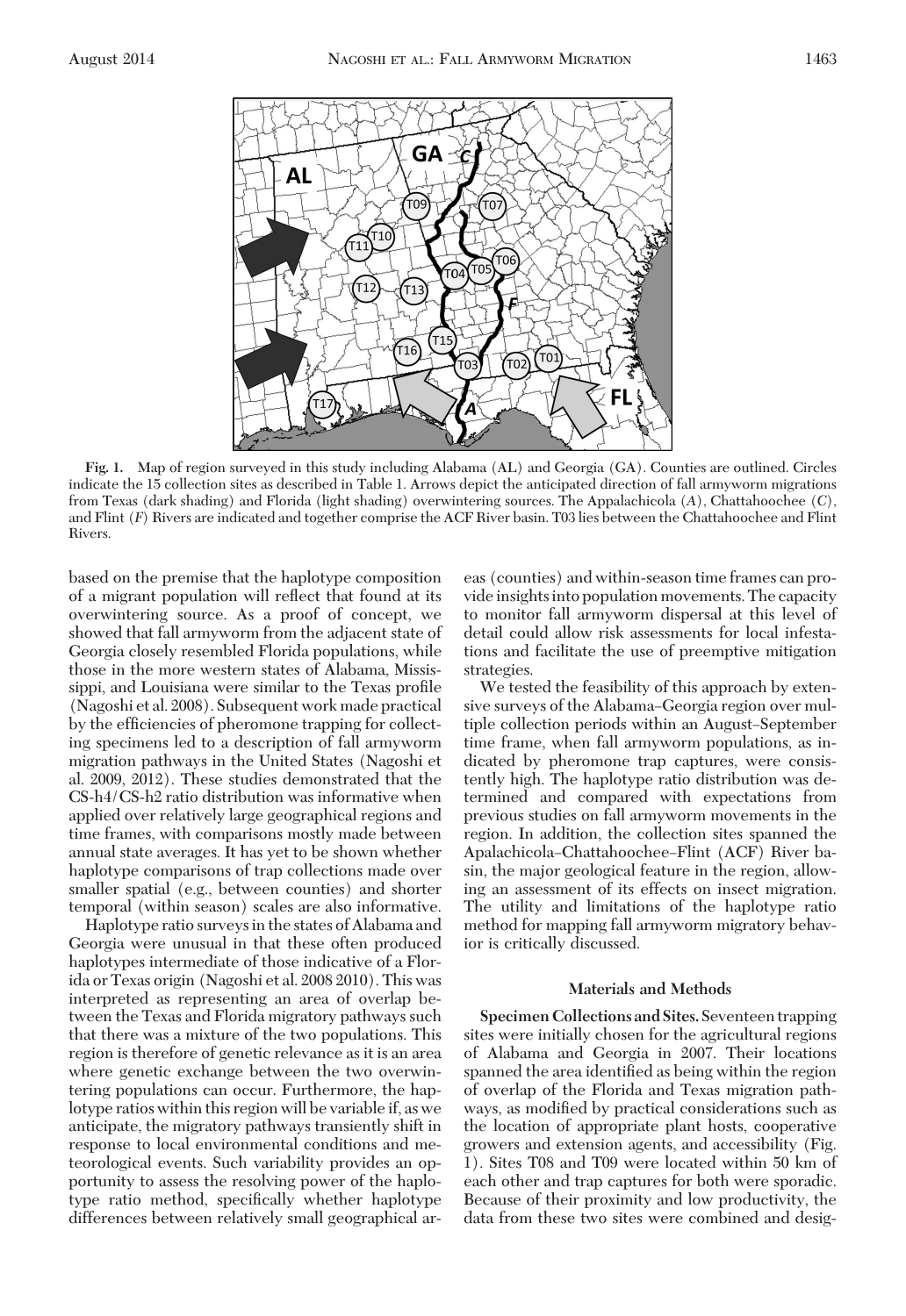**Fig. 1.** Map of region surveyed in this study including Alabama (AL) and Georgia (GA). Counties are outlined. Circles indicate the 15 collection sites as described in Table 1. Arrows depict the anticipated direction of fall armyworm migrations from Texas (dark shading) and Florida (light shading) overwintering sources. The Appalachicola (*A*), Chattahoochee (*C*), and Flint (*F*) Rivers are indicated and together comprise the ACF River basin. T03 lies between the Chattahoochee and Flint Rivers.

based on the premise that the haplotype composition of a migrant population will reflect that found at its overwintering source. As a proof of concept, we showed that fall armyworm from the adjacent state of Georgia closely resembled Florida populations, while those in the more western states of Alabama, Mississippi, and Louisiana were similar to the Texas profile (Nagoshi et al. 2008). Subsequent work made practical by the efficiencies of pheromone trapping for collecting specimens led to a description of fall armyworm migration pathways in the United States (Nagoshi et al. 2009, 2012). These studies demonstrated that the CS-h4/CS-h2 ratio distribution was informative when applied over relatively large geographical regions and time frames, with comparisons mostly made between annual state averages. It has yet to be shown whether haplotype comparisons of trap collections made over smaller spatial (e.g., between counties) and shorter temporal (within season) scales are also informative.

Haplotype ratio surveys in the states of Alabama and Georgia were unusual in that these often produced haplotypes intermediate of those indicative of a Florida or Texas origin (Nagoshi et al. 2008 2010). This was interpreted as representing an area of overlap between the Texas and Florida migratory pathways such that there was a mixture of the two populations. This region is therefore of genetic relevance as it is an area where genetic exchange between the two overwintering populations can occur. Furthermore, the haplotype ratios within this region will be variable if, as we anticipate, the migratory pathways transiently shift in response to local environmental conditions and meteorological events. Such variability provides an opportunity to assess the resolving power of the haplotype ratio method, specifically whether haplotype differences between relatively small geographical areas (counties) and within-season time frames can provide insights into population movements. The capacity to monitor fall armyworm dispersal at this level of detail could allow risk assessments for local infestations and facilitate the use of preemptive mitigation strategies.

We tested the feasibility of this approach by extensive surveys of the Alabama–Georgia region over multiple collection periods within an August–September time frame, when fall armyworm populations, as indicated by pheromone trap captures, were consistently high. The haplotype ratio distribution was determined and compared with expectations from previous studies on fall armyworm movements in the region. In addition, the collection sites spanned the Apalachicola–Chattahoochee–Flint (ACF) River basin, the major geological feature in the region, allowing an assessment of its effects on insect migration. The utility and limitations of the haplotype ratio method for mapping fall armyworm migratory behavior is critically discussed.

## Materials and Methods

**Specimen Collections and Sites.** Seventeen trapping sites were initially chosen for the agricultural regions of Alabama and Georgia in 2007. Their locations spanned the area identified as being within the region of overlap of the Florida and Texas migration pathways, as modified by practical considerations such as the location of appropriate plant hosts, cooperative growers and extension agents, and accessibility (Fig. 1). Sites T08 and T09 were located within 50 km of each other and trap captures for both were sporadic. Because of their proximity and low productivity, the data from these two sites were combined and desig-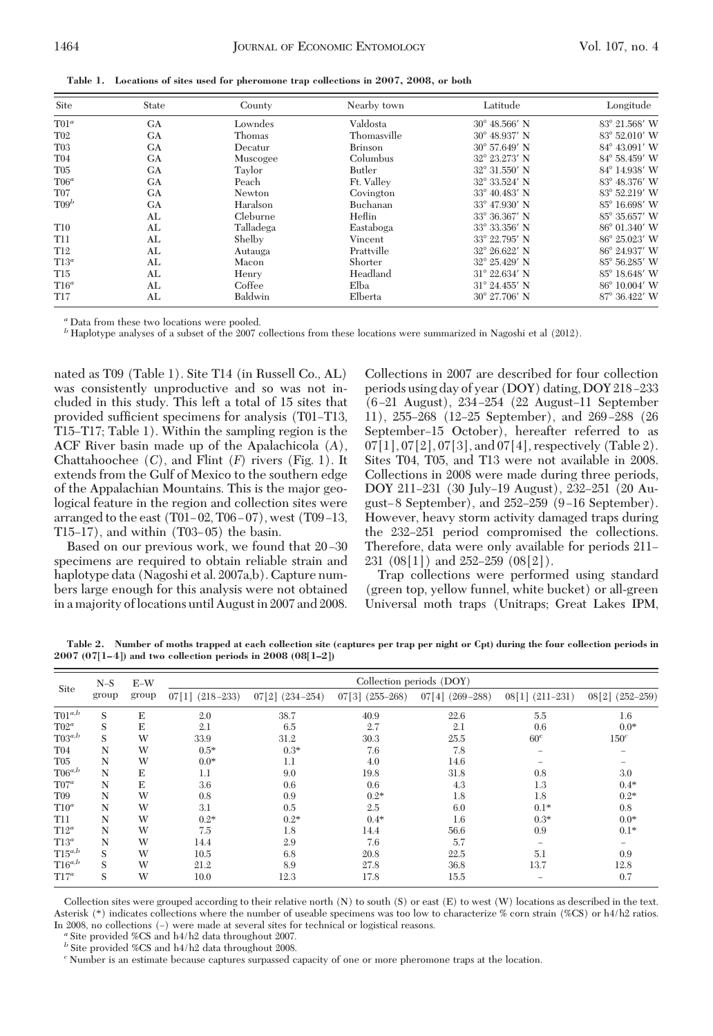**Table 1. Locations of sites used for pheromone trap collections in 2007, 2008, or both**

| Site | State | County | Nearby town | Latitude | Longitude |
|---|---|---|---|---|---|
| T01[a] | GA | Lowndes | Valdosta | 30° 48.566′ N | 83° 21.568′ W |
| T02 | GA | Thomas | Thomasville | 30° 48.937′ N | 83° 52.010′ W |
| T03 | GA | Decatur | Brinson | 30° 57.649′ N | 84° 43.091′ W |
| T04 | GA | Muscogee | Columbus | 32° 23.273′ N | 84° 58.459′ W |
| T05 | GA | Taylor | Butler | 32° 31.550′ N | 84° 14.938′ W |
| T06[a] | GA | Peach | Ft. Valley | 32° 33.524′ N | 83° 48.376′ W |
| T07 | GA | Newton | Covington | 33° 40.483′ N | 83° 52.219′ W |
| T09[b] | GA | Haralson | Buchanan | 33° 47.930′ N | 85° 16.698′ W |
| | AL | Cleburne | Heflin | 33° 36.367′ N | 85° 35.657′ W |
| T10 | AL | Talladega | Eastaboga | 33° 33.356′ N | 86° 01.340′ W |
| T11 | AL | Shelby | Vincent | 33° 22.795′ N | 86° 25.023′ W |
| T12 | AL | Autauga | Prattville | 32° 26.622′ N | 86° 24.937′ W |
| T13[a] | AL | Macon | Shorter | 32° 25.429′ N | 85° 56.285′ W |
| T15 | AL | Henry | Headland | 31° 22.634′ N | 85° 18.648′ W |
| T16[a] | AL | Coffee | Elba | 31° 24.455′ N | 86° 10.004′ W |
| T17 | AL | Baldwin | Elberta | 30° 27.706′ N | 87° 36.422′ W |

[a] Data from these two locations were pooled.
[b] Haplotype analyses of a subset of the 2007 collections from these locations were summarized in Nagoshi et al (2012).

nated as T09 (Table 1). Site T14 (in Russell Co., AL) was consistently unproductive and so was not included in this study. This left a total of 15 sites that provided sufficient specimens for analysis (T01–T13, T15–T17; Table 1). Within the sampling region is the ACF River basin made up of the Apalachicola (*A*), Chattahoochee (*C*), and Flint (*F*) rivers (Fig. 1). It extends from the Gulf of Mexico to the southern edge of the Appalachian Mountains. This is the major geological feature in the region and collection sites were arranged to the east (T01–02, T06–07), west (T09–13, T15–17), and within (T03–05) the basin.

Based on our previous work, we found that 20–30 specimens are required to obtain reliable strain and haplotype data (Nagoshi et al. 2007a,b). Capture numbers large enough for this analysis were not obtained in a majority of locations until August in 2007 and 2008. Collections in 2007 are described for four collection periods using day of year (DOY) dating, DOY 218–233 (6–21 August), 234–254 (22 August–11 September 11), 255–268 (12–25 September), and 269–288 (26 September–15 October), hereafter referred to as 07[1], 07[2], 07[3], and 07[4], respectively (Table 2). Sites T04, T05, and T13 were not available in 2008. Collections in 2008 were made during three periods, DOY 211–231 (30 July–19 August), 232–251 (20 August–8 September), and 252–259 (9–16 September). However, heavy storm activity damaged traps during the 232–251 period compromised the collections. Therefore, data were only available for periods 211–231 (08[1]) and 252–259 (08[2]).

Trap collections were performed using standard (green top, yellow funnel, white bucket) or all-green Universal moth traps (Unitraps; Great Lakes IPM,

**Table 2. Number of moths trapped at each collection site (captures per trap per night or Cpt) during the four collection periods in 2007 (07[1–4]) and two collection periods in 2008 (08[1–2])**

| Site | N–S group | E–W group | Collection periods (DOY) | | | | | |
|---|---|---|---|---|---|---|---|---|
| | | | 07[1] (218–233) | 07[2] (234–254) | 07[3] (255–268) | 07[4] (269–288) | 08[1] (211–231) | 08[2] (252–259) |
| T01[a,b] | S | E | 2.0 | 38.7 | 40.9 | 22.6 | 5.5 | 1.6 |
| T02[a] | S | E | 2.1 | 6.5 | 2.7 | 2.1 | 0.6 | 0.0* |
| T03[a,b] | S | W | 33.9 | 31.2 | 30.3 | 25.5 | 60[c] | 150[c] |
| T04 | N | W | 0.5* | 0.3* | 7.6 | 7.8 | – | – |
| T05 | N | W | 0.0* | 1.1 | 4.0 | 14.6 | – | – |
| T06[a,b] | N | E | 1.1 | 9.0 | 19.8 | 31.8 | 0.8 | 3.0 |
| T07[a] | N | E | 3.6 | 0.6 | 0.6 | 4.3 | 1.3 | 0.4* |
| T09 | N | W | 0.8 | 0.9 | 0.2* | 1.8 | 1.8 | 0.2* |
| T10[a] | N | W | 3.1 | 0.5 | 2.5 | 6.0 | 0.1* | 0.8 |
| T11 | N | W | 0.2* | 0.2* | 0.4* | 1.6 | 0.3* | 0.0* |
| T12[a] | N | W | 7.5 | 1.8 | 14.4 | 56.6 | 0.9 | 0.1* |
| T13[a] | N | W | 14.4 | 2.9 | 7.6 | 5.7 | – | – |
| T15[a,b] | S | W | 10.5 | 6.8 | 20.8 | 22.5 | 5.1 | 0.9 |
| T16[a,b] | S | W | 21.2 | 8.9 | 27.8 | 36.8 | 13.7 | 12.8 |
| T17[a] | S | W | 10.0 | 12.3 | 17.8 | 15.5 | – | 0.7 |

Collection sites were grouped according to their relative north (N) to south (S) or east (E) to west (W) locations as described in the text. Asterisk (*) indicates collections where the number of useable specimens was too low to characterize % corn strain (%CS) or h4/h2 ratios. In 2008, no collections (–) were made at several sites for technical or logistical reasons.
[a] Site provided %CS and h4/h2 data throughout 2007.
[b] Site provided %CS and h4/h2 data throughout 2008.
[c] Number is an estimate because captures surpassed capacity of one or more pheromone traps at the location.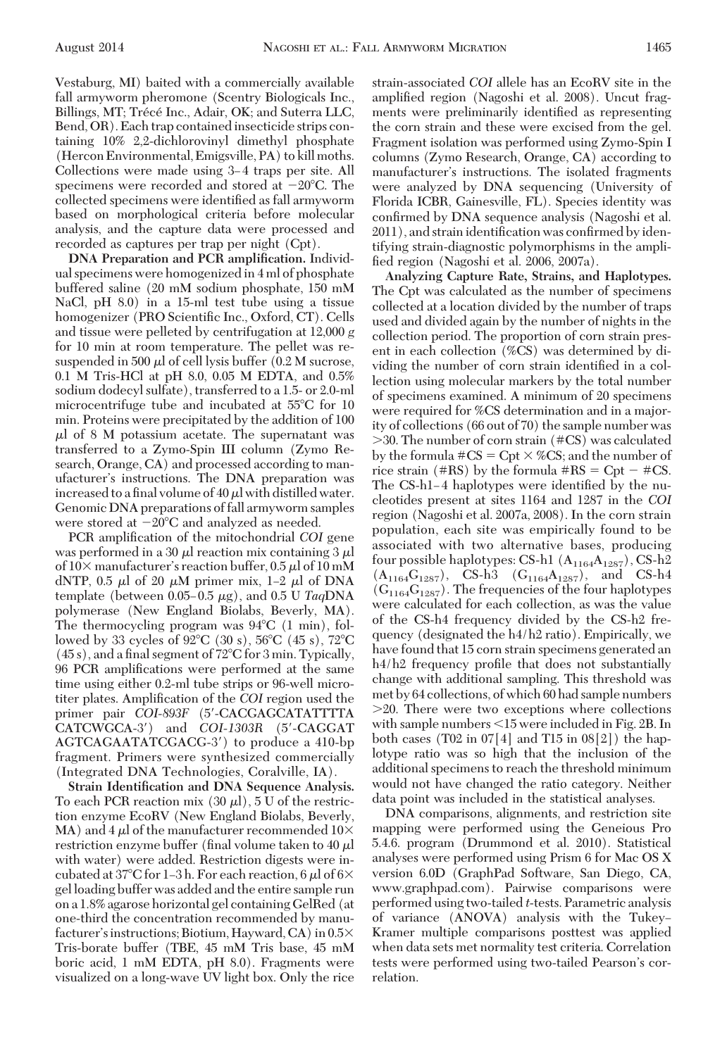Vestaburg, MI) baited with a commercially available fall armyworm pheromone (Scentry Biologicals Inc., Billings, MT; Trécé Inc., Adair, OK; and Suterra LLC, Bend, OR). Each trap contained insecticide strips containing 10% 2,2-dichlorovinyl dimethyl phosphate (Hercon Environmental, Emigsville, PA) to kill moths. Collections were made using 3–4 traps per site. All specimens were recorded and stored at −20°C. The collected specimens were identified as fall armyworm based on morphological criteria before molecular analysis, and the capture data were processed and recorded as captures per trap per night (Cpt).

**DNA Preparation and PCR amplification.** Individual specimens were homogenized in 4 ml of phosphate buffered saline (20 mM sodium phosphate, 150 mM NaCl, pH 8.0) in a 15-ml test tube using a tissue homogenizer (PRO Scientific Inc., Oxford, CT). Cells and tissue were pelleted by centrifugation at 12,000 *g* for 10 min at room temperature. The pellet was resuspended in 500 μl of cell lysis buffer (0.2 M sucrose, 0.1 M Tris-HCl at pH 8.0, 0.05 M EDTA, and 0.5% sodium dodecyl sulfate), transferred to a 1.5- or 2.0-ml microcentrifuge tube and incubated at 55°C for 10 min. Proteins were precipitated by the addition of 100 μl of 8 M potassium acetate. The supernatant was transferred to a Zymo-Spin III column (Zymo Research, Orange, CA) and processed according to manufacturer's instructions. The DNA preparation was increased to a final volume of 40 μl with distilled water. Genomic DNA preparations of fall armyworm samples were stored at −20°C and analyzed as needed.

PCR amplification of the mitochondrial *COI* gene was performed in a 30 μl reaction mix containing 3 μl of 10× manufacturer's reaction buffer, 0.5 μl of 10 mM dNTP, 0.5 μl of 20 μM primer mix, 1–2 μl of DNA template (between 0.05–0.5 μg), and 0.5 U *Taq*DNA polymerase (New England Biolabs, Beverly, MA). The thermocycling program was 94°C (1 min), followed by 33 cycles of 92°C (30 s), 56°C (45 s), 72°C (45 s), and a final segment of 72°C for 3 min. Typically, 96 PCR amplifications were performed at the same time using either 0.2-ml tube strips or 96-well microtiter plates. Amplification of the *COI* region used the primer pair *COI-893F* (5′-CACGAGCATATTTTA CATCWGCA-3′) and *COI-1303R* (5′-CAGGAT AGTCAGAATATCGACG-3′) to produce a 410-bp fragment. Primers were synthesized commercially (Integrated DNA Technologies, Coralville, IA).

**Strain Identification and DNA Sequence Analysis.** To each PCR reaction mix (30 μl), 5 U of the restriction enzyme EcoRV (New England Biolabs, Beverly, MA) and 4 μl of the manufacturer recommended 10× restriction enzyme buffer (final volume taken to 40 μl with water) were added. Restriction digests were incubated at 37°C for 1–3 h. For each reaction, 6 μl of 6× gel loading buffer was added and the entire sample run on a 1.8% agarose horizontal gel containing GelRed (at one-third the concentration recommended by manufacturer's instructions; Biotium, Hayward, CA) in 0.5× Tris-borate buffer (TBE, 45 mM Tris base, 45 mM boric acid, 1 mM EDTA, pH 8.0). Fragments were visualized on a long-wave UV light box. Only the rice strain-associated *COI* allele has an EcoRV site in the amplified region (Nagoshi et al. 2008). Uncut fragments were preliminarily identified as representing the corn strain and these were excised from the gel. Fragment isolation was performed using Zymo-Spin I columns (Zymo Research, Orange, CA) according to manufacturer's instructions. The isolated fragments were analyzed by DNA sequencing (University of Florida ICBR, Gainesville, FL). Species identity was confirmed by DNA sequence analysis (Nagoshi et al. 2011), and strain identification was confirmed by identifying strain-diagnostic polymorphisms in the amplified region (Nagoshi et al. 2006, 2007a).

**Analyzing Capture Rate, Strains, and Haplotypes.** The Cpt was calculated as the number of specimens collected at a location divided by the number of traps used and divided again by the number of nights in the collection period. The proportion of corn strain present in each collection (%CS) was determined by dividing the number of corn strain identified in a collection using molecular markers by the total number of specimens examined. A minimum of 20 specimens were required for %CS determination and in a majority of collections (66 out of 70) the sample number was >30. The number of corn strain (#CS) was calculated by the formula #CS = Cpt × %CS; and the number of rice strain (#RS) by the formula #RS = Cpt − #CS. The CS-h1–4 haplotypes were identified by the nucleotides present at sites 1164 and 1287 in the *COI* region (Nagoshi et al. 2007a, 2008). In the corn strain population, each site was empirically found to be associated with two alternative bases, producing four possible haplotypes: CS-h1 ($A_{1164}A_{1287}$), CS-h2 ($A_{1164}G_{1287}$), CS-h3 ($G_{1164}A_{1287}$), and CS-h4 ($G_{1164}G_{1287}$). The frequencies of the four haplotypes were calculated for each collection, as was the value of the CS-h4 frequency divided by the CS-h2 frequency (designated the h4/h2 ratio). Empirically, we have found that 15 corn strain specimens generated an h4/h2 frequency profile that does not substantially change with additional sampling. This threshold was met by 64 collections, of which 60 had sample numbers >20. There were two exceptions where collections with sample numbers <15 were included in Fig. 2B. In both cases (T02 in 07[4] and T15 in 08[2]) the haplotype ratio was so high that the inclusion of the additional specimens to reach the threshold minimum would not have changed the ratio category. Neither data point was included in the statistical analyses.

DNA comparisons, alignments, and restriction site mapping were performed using the Geneious Pro 5.4.6. program (Drummond et al. 2010). Statistical analyses were performed using Prism 6 for Mac OS X version 6.0D (GraphPad Software, San Diego, CA, www.graphpad.com). Pairwise comparisons were performed using two-tailed *t*-tests. Parametric analysis of variance (ANOVA) analysis with the Tukey–Kramer multiple comparisons posttest was applied when data sets met normality test criteria. Correlation tests were performed using two-tailed Pearson's correlation.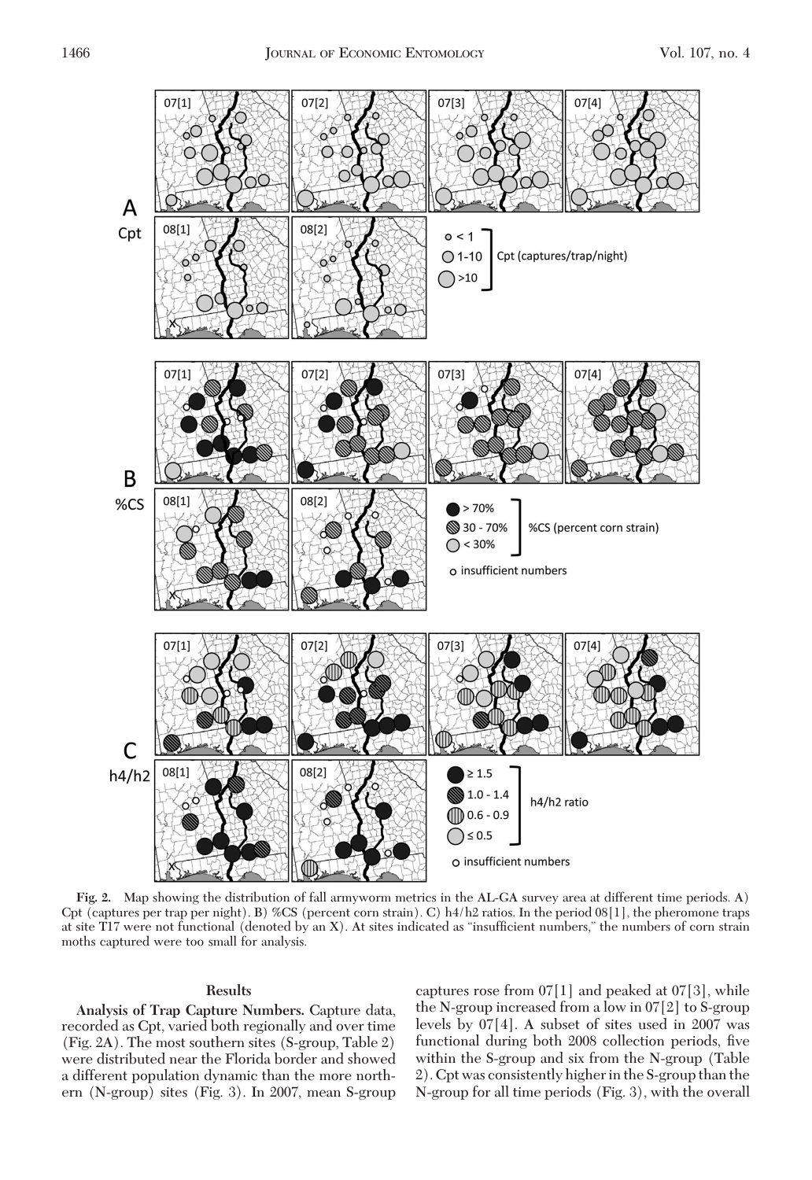**Fig. 2.** Map showing the distribution of fall armyworm metrics in the AL-GA survey area at different time periods. A) Cpt (captures per trap per night). B) %CS (percent corn strain). C) h4/h2 ratios. In the period 08[1], the pheromone traps at site T17 were not functional (denoted by an X). At sites indicated as "insufficient numbers," the numbers of corn strain moths captured were too small for analysis.

## Results

**Analysis of Trap Capture Numbers.** Capture data, recorded as Cpt, varied both regionally and over time (Fig. 2A). The most southern sites (S-group, Table 2) were distributed near the Florida border and showed a different population dynamic than the more northern (N-group) sites (Fig. 3). In 2007, mean S-group captures rose from 07[1] and peaked at 07[3], while the N-group increased from a low in 07[2] to S-group levels by 07[4]. A subset of sites used in 2007 was functional during both 2008 collection periods, five within the S-group and six from the N-group (Table 2). Cpt was consistently higher in the S-group than the N-group for all time periods (Fig. 3), with the overall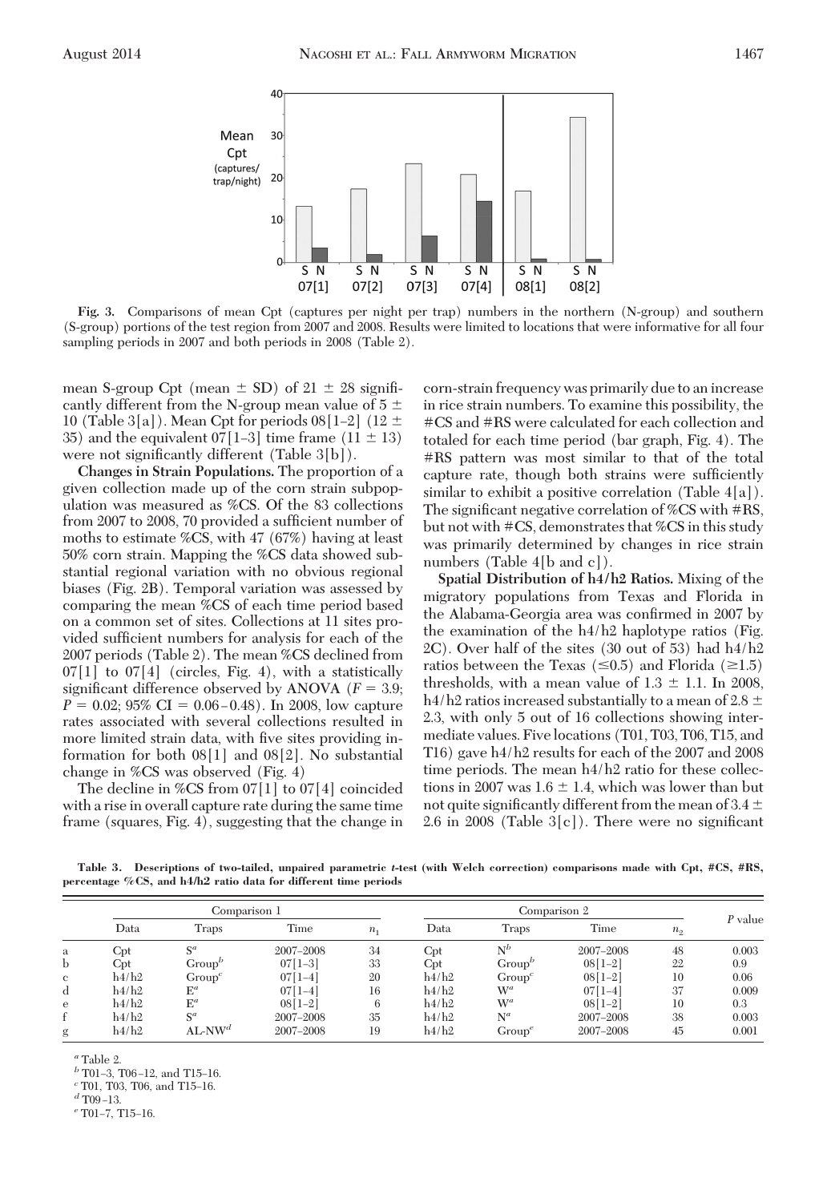**Fig. 3.** Comparisons of mean Cpt (captures per night per trap) numbers in the northern (N-group) and southern (S-group) portions of the test region from 2007 and 2008. Results were limited to locations that were informative for all four sampling periods in 2007 and both periods in 2008 (Table 2).

mean S-group Cpt (mean ± SD) of 21 ± 28 significantly different from the N-group mean value of 5 ± 10 (Table 3[a]). Mean Cpt for periods 08[1–2] (12 ± 35) and the equivalent 07[1–3] time frame (11 ± 13) were not significantly different (Table 3[b]).

**Changes in Strain Populations.** The proportion of a given collection made up of the corn strain subpopulation was measured as %CS. Of the 83 collections from 2007 to 2008, 70 provided a sufficient number of moths to estimate %CS, with 47 (67%) having at least 50% corn strain. Mapping the %CS data showed substantial regional variation with no obvious regional biases (Fig. 2B). Temporal variation was assessed by comparing the mean %CS of each time period based on a common set of sites. Collections at 11 sites provided sufficient numbers for analysis for each of the 2007 periods (Table 2). The mean %CS declined from 07[1] to 07[4] (circles, Fig. 4), with a statistically significant difference observed by ANOVA ($F = 3.9$; $P = 0.02$; 95% CI = 0.06–0.48). In 2008, low capture rates associated with several collections resulted in more limited strain data, with five sites providing information for both 08[1] and 08[2]. No substantial change in %CS was observed (Fig. 4)

The decline in %CS from 07[1] to 07[4] coincided with a rise in overall capture rate during the same time frame (squares, Fig. 4), suggesting that the change in corn-strain frequency was primarily due to an increase in rice strain numbers. To examine this possibility, the #CS and #RS were calculated for each collection and totaled for each time period (bar graph, Fig. 4). The #RS pattern was most similar to that of the total capture rate, though both strains were sufficiently similar to exhibit a positive correlation (Table 4[a]). The significant negative correlation of %CS with #RS, but not with #CS, demonstrates that %CS in this study was primarily determined by changes in rice strain numbers (Table 4[b and c]).

**Spatial Distribution of h4/h2 Ratios.** Mixing of the migratory populations from Texas and Florida in the Alabama-Georgia area was confirmed in 2007 by the examination of the h4/h2 haplotype ratios (Fig. 2C). Over half of the sites (30 out of 53) had h4/h2 ratios between the Texas (≤0.5) and Florida (≥1.5) thresholds, with a mean value of 1.3 ± 1.1. In 2008, h4/h2 ratios increased substantially to a mean of 2.8 ± 2.3, with only 5 out of 16 collections showing intermediate values. Five locations (T01, T03, T06, T15, and T16) gave h4/h2 results for each of the 2007 and 2008 time periods. The mean h4/h2 ratio for these collections in 2007 was 1.6 ± 1.4, which was lower than but not quite significantly different from the mean of 3.4 ± 2.6 in 2008 (Table 3[c]). There were no significant

**Table 3. Descriptions of two-tailed, unpaired parametric *t*-test (with Welch correction) comparisons made with Cpt, #CS, #RS, percentage %CS, and h4/h2 ratio data for different time periods**

| | Comparison 1 | | | | Comparison 2 | | | | *P* value |
|---|---|---|---|---|---|---|---|---|---|
| | Data | Traps | Time | $n_1$ | Data | Traps | Time | $n_2$ | |
| a | Cpt | S[a] | 2007–2008 | 34 | Cpt | N[b] | 2007–2008 | 48 | 0.003 |
| b | Cpt | Group[b] | 07[1–3] | 33 | Cpt | Group[b] | 08[1–2] | 22 | 0.9 |
| c | h4/h2 | Group[c] | 07[1–4] | 20 | h4/h2 | Group[c] | 08[1–2] | 10 | 0.06 |
| d | h4/h2 | E[a] | 07[1–4] | 16 | h4/h2 | W[a] | 07[1–4] | 37 | 0.009 |
| e | h4/h2 | E[a] | 08[1–2] | 6 | h4/h2 | W[a] | 08[1–2] | 10 | 0.3 |
| f | h4/h2 | S[a] | 2007–2008 | 35 | h4/h2 | N[a] | 2007–2008 | 38 | 0.003 |
| g | h4/h2 | AL-NW[d] | 2007–2008 | 19 | h4/h2 | Group[e] | 2007–2008 | 45 | 0.001 |

[a] Table 2.
[b] T01–3, T06–12, and T15–16.
[c] T01, T03, T06, and T15–16.
[d] T09–13.
[e] T01–7, T15–16.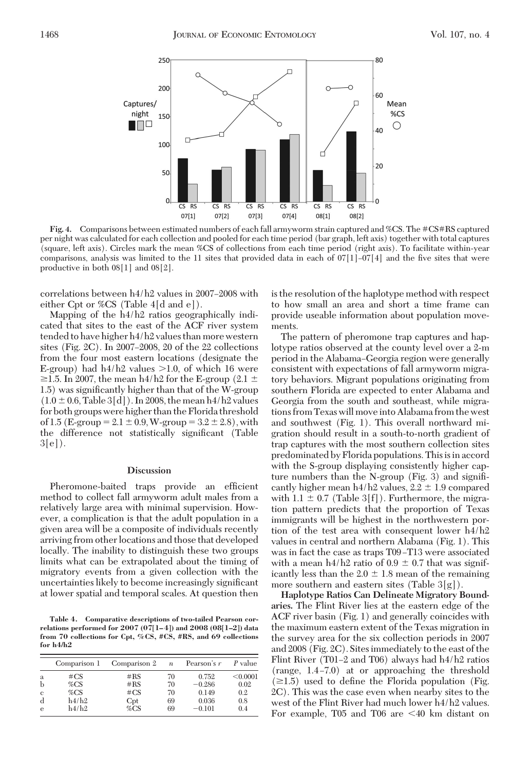Fig. 4. Comparisons between estimated numbers of each fall armyworm strain captured and %CS. The #CS#RS captured per night was calculated for each collection and pooled for each time period (bar graph, left axis) together with total captures (square, left axis). Circles mark the mean %CS of collections from each time period (right axis). To facilitate within-year comparisons, analysis was limited to the 11 sites that provided data in each of 07[1]–07[4] and the five sites that were productive in both 08[1] and 08[2].

correlations between h4/h2 values in 2007–2008 with either Cpt or %CS (Table 4[d and e]).

Mapping of the h4/h2 ratios geographically indicated that sites to the east of the ACF river system tended to have higher h4/h2 values than more western sites (Fig. 2C). In 2007–2008, 20 of the 22 collections from the four most eastern locations (designate the E-group) had h4/h2 values >1.0, of which 16 were ≥1.5. In 2007, the mean h4/h2 for the E-group (2.1 ± 1.5) was significantly higher than that of the W-group (1.0 ± 0.6, Table 3[d]). In 2008, the mean h4/h2 values for both groups were higher than the Florida threshold of 1.5 (E-group = 2.1 ± 0.9, W-group = 3.2 ± 2.8), with the difference not statistically significant (Table 3[e]).

## Discussion

Pheromone-baited traps provide an efficient method to collect fall armyworm adult males from a relatively large area with minimal supervision. However, a complication is that the adult population in a given area will be a composite of individuals recently arriving from other locations and those that developed locally. The inability to distinguish these two groups limits what can be extrapolated about the timing of migratory events from a given collection with the uncertainties likely to become increasingly significant at lower spatial and temporal scales. At question then is the resolution of the haplotype method with respect to how small an area and short a time frame can provide useable information about population movements.

**Table 4. Comparative descriptions of two-tailed Pearson correlations performed for 2007 (07[1–4]) and 2008 (08[1–2]) data from 70 collections for Cpt, %CS, #CS, #RS, and 69 collections for h4/h2**

| | Comparison 1 | Comparison 2 | $n$ | Pearson's $r$ | $P$ value |
|---|---|---|---|---|---|
| a | #CS | #RS | 70 | 0.752 | <0.0001 |
| b | %CS | #RS | 70 | −0.286 | 0.02 |
| c | %CS | #CS | 70 | 0.149 | 0.2 |
| d | h4/h2 | Cpt | 69 | 0.036 | 0.8 |
| e | h4/h2 | %CS | 69 | −0.101 | 0.4 |

The pattern of pheromone trap captures and haplotype ratios observed at the county level over a 2-m period in the Alabama–Georgia region were generally consistent with expectations of fall armyworm migratory behaviors. Migrant populations originating from southern Florida are expected to enter Alabama and Georgia from the south and southeast, while migrations from Texas will move into Alabama from the west and southwest (Fig. 1). This overall northward migration should result in a south-to-north gradient of trap captures with the most southern collection sites predominated by Florida populations. This is in accord with the S-group displaying consistently higher capture numbers than the N-group (Fig. 3) and significantly higher mean h4/h2 values, 2.2 ± 1.9 compared with 1.1 ± 0.7 (Table 3[f]). Furthermore, the migration pattern predicts that the proportion of Texas immigrants will be highest in the northwestern portion of the test area with consequent lower h4/h2 values in central and northern Alabama (Fig. 1). This was in fact the case as traps T09–T13 were associated with a mean h4/h2 ratio of 0.9 ± 0.7 that was significantly less than the 2.0 ± 1.8 mean of the remaining more southern and eastern sites (Table 3[g]).

**Haplotype Ratios Can Delineate Migratory Boundaries.** The Flint River lies at the eastern edge of the ACF river basin (Fig. 1) and generally coincides with the maximum eastern extent of the Texas migration in the survey area for the six collection periods in 2007 and 2008 (Fig. 2C). Sites immediately to the east of the Flint River (T01–2 and T06) always had h4/h2 ratios (range, 1.4–7.0) at or approaching the threshold (≥1.5) used to define the Florida population (Fig. 2C). This was the case even when nearby sites to the west of the Flint River had much lower h4/h2 values. For example, T05 and T06 are <40 km distant on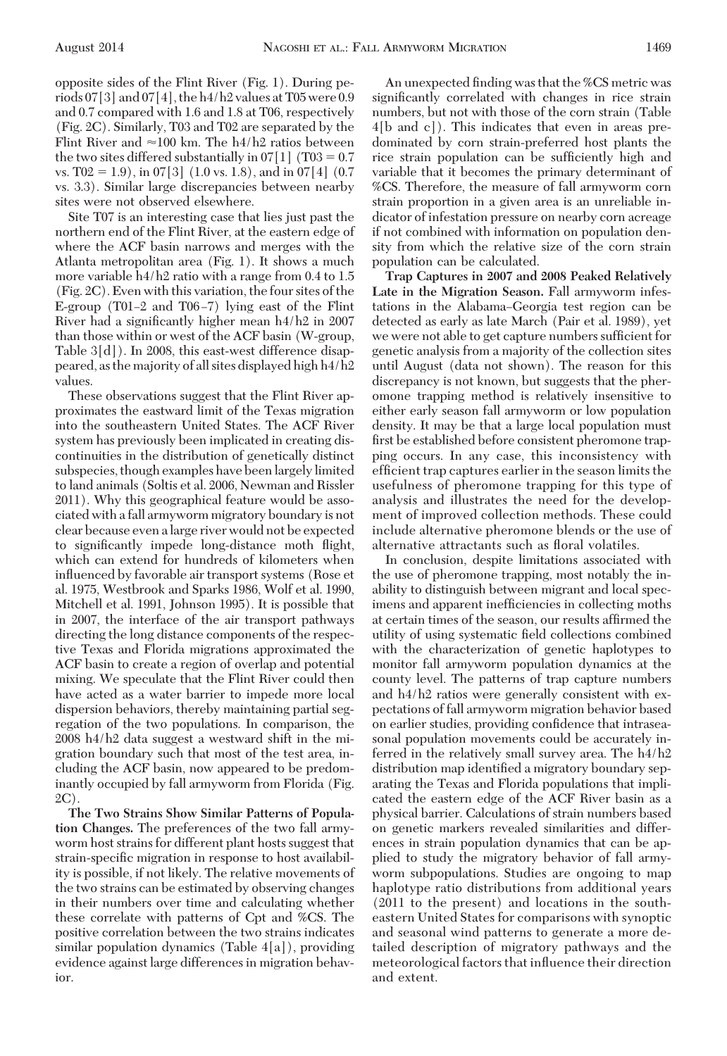opposite sides of the Flint River (Fig. 1). During periods 07[3] and 07[4], the h4/h2 values at T05 were 0.9 and 0.7 compared with 1.6 and 1.8 at T06, respectively (Fig. 2C). Similarly, T03 and T02 are separated by the Flint River and ≈100 km. The h4/h2 ratios between the two sites differed substantially in 07[1] (T03 = 0.7 vs. T02 = 1.9), in 07[3] (1.0 vs. 1.8), and in 07[4] (0.7 vs. 3.3). Similar large discrepancies between nearby sites were not observed elsewhere.

Site T07 is an interesting case that lies just past the northern end of the Flint River, at the eastern edge of where the ACF basin narrows and merges with the Atlanta metropolitan area (Fig. 1). It shows a much more variable h4/h2 ratio with a range from 0.4 to 1.5 (Fig. 2C). Even with this variation, the four sites of the E-group (T01–2 and T06–7) lying east of the Flint River had a significantly higher mean h4/h2 in 2007 than those within or west of the ACF basin (W-group, Table 3[d]). In 2008, this east-west difference disappeared, as the majority of all sites displayed high h4/h2 values.

These observations suggest that the Flint River approximates the eastward limit of the Texas migration into the southeastern United States. The ACF River system has previously been implicated in creating discontinuities in the distribution of genetically distinct subspecies, though examples have been largely limited to land animals (Soltis et al. 2006, Newman and Rissler 2011). Why this geographical feature would be associated with a fall armyworm migratory boundary is not clear because even a large river would not be expected to significantly impede long-distance moth flight, which can extend for hundreds of kilometers when influenced by favorable air transport systems (Rose et al. 1975, Westbrook and Sparks 1986, Wolf et al. 1990, Mitchell et al. 1991, Johnson 1995). It is possible that in 2007, the interface of the air transport pathways directing the long distance components of the respective Texas and Florida migrations approximated the ACF basin to create a region of overlap and potential mixing. We speculate that the Flint River could then have acted as a water barrier to impede more local dispersion behaviors, thereby maintaining partial segregation of the two populations. In comparison, the 2008 h4/h2 data suggest a westward shift in the migration boundary such that most of the test area, including the ACF basin, now appeared to be predominantly occupied by fall armyworm from Florida (Fig. 2C).

**The Two Strains Show Similar Patterns of Population Changes.** The preferences of the two fall armyworm host strains for different plant hosts suggest that strain-specific migration in response to host availability is possible, if not likely. The relative movements of the two strains can be estimated by observing changes in their numbers over time and calculating whether these correlate with patterns of Cpt and %CS. The positive correlation between the two strains indicates similar population dynamics (Table 4[a]), providing evidence against large differences in migration behavior.

An unexpected finding was that the %CS metric was significantly correlated with changes in rice strain numbers, but not with those of the corn strain (Table 4[b and c]). This indicates that even in areas predominated by corn strain-preferred host plants the rice strain population can be sufficiently high and variable that it becomes the primary determinant of %CS. Therefore, the measure of fall armyworm corn strain proportion in a given area is an unreliable indicator of infestation pressure on nearby corn acreage if not combined with information on population density from which the relative size of the corn strain population can be calculated.

**Trap Captures in 2007 and 2008 Peaked Relatively Late in the Migration Season.** Fall armyworm infestations in the Alabama–Georgia test region can be detected as early as late March (Pair et al. 1989), yet we were not able to get capture numbers sufficient for genetic analysis from a majority of the collection sites until August (data not shown). The reason for this discrepancy is not known, but suggests that the pheromone trapping method is relatively insensitive to either early season fall armyworm or low population density. It may be that a large local population must first be established before consistent pheromone trapping occurs. In any case, this inconsistency with efficient trap captures earlier in the season limits the usefulness of pheromone trapping for this type of analysis and illustrates the need for the development of improved collection methods. These could include alternative pheromone blends or the use of alternative attractants such as floral volatiles.

In conclusion, despite limitations associated with the use of pheromone trapping, most notably the inability to distinguish between migrant and local specimens and apparent inefficiencies in collecting moths at certain times of the season, our results affirmed the utility of using systematic field collections combined with the characterization of genetic haplotypes to monitor fall armyworm population dynamics at the county level. The patterns of trap capture numbers and h4/h2 ratios were generally consistent with expectations of fall armyworm migration behavior based on earlier studies, providing confidence that intraseasonal population movements could be accurately inferred in the relatively small survey area. The h4/h2 distribution map identified a migratory boundary separating the Texas and Florida populations that implicated the eastern edge of the ACF River basin as a physical barrier. Calculations of strain numbers based on genetic markers revealed similarities and differences in strain population dynamics that can be applied to study the migratory behavior of fall armyworm subpopulations. Studies are ongoing to map haplotype ratio distributions from additional years (2011 to the present) and locations in the southeastern United States for comparisons with synoptic and seasonal wind patterns to generate a more detailed description of migratory pathways and the meteorological factors that influence their direction and extent.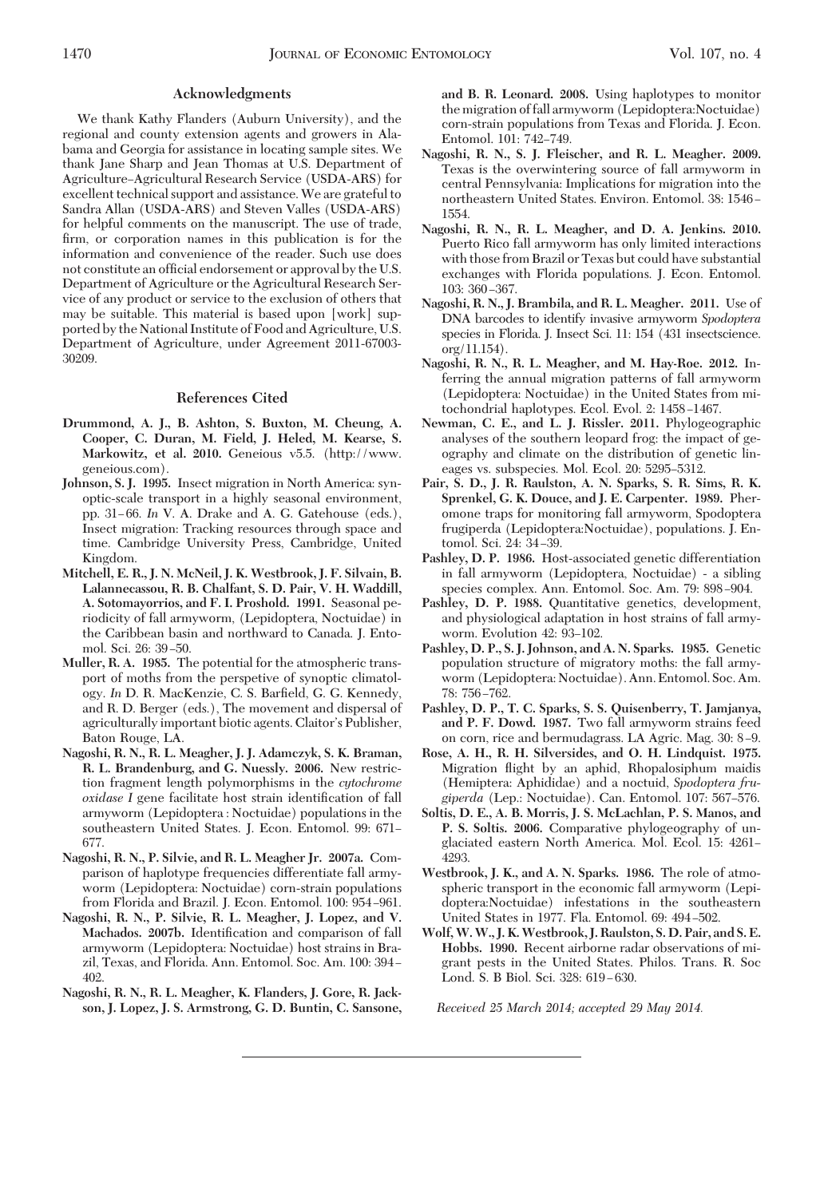## Acknowledgments

We thank Kathy Flanders (Auburn University), and the regional and county extension agents and growers in Alabama and Georgia for assistance in locating sample sites. We thank Jane Sharp and Jean Thomas at U.S. Department of Agriculture–Agricultural Research Service (USDA-ARS) for excellent technical support and assistance. We are grateful to Sandra Allan (USDA-ARS) and Steven Valles (USDA-ARS) for helpful comments on the manuscript. The use of trade, firm, or corporation names in this publication is for the information and convenience of the reader. Such use does not constitute an official endorsement or approval by the U.S. Department of Agriculture or the Agricultural Research Service of any product or service to the exclusion of others that may be suitable. This material is based upon [work] supported by the National Institute of Food and Agriculture, U.S. Department of Agriculture, under Agreement 2011-67003-30209.

## References Cited

**Drummond, A. J., B. Ashton, S. Buxton, M. Cheung, A. Cooper, C. Duran, M. Field, J. Heled, M. Kearse, S. Markowitz, et al. 2010.** Geneious v5.5. (http://www.geneious.com).

**Johnson, S. J. 1995.** Insect migration in North America: synoptic-scale transport in a highly seasonal environment, pp. 31–66. *In* V. A. Drake and A. G. Gatehouse (eds.), Insect migration: Tracking resources through space and time. Cambridge University Press, Cambridge, United Kingdom.

**Mitchell, E. R., J. N. McNeil, J. K. Westbrook, J. F. Silvain, B. Lalannecassou, R. B. Chalfant, S. D. Pair, V. H. Waddill, A. Sotomayorrios, and F. I. Proshold. 1991.** Seasonal periodicity of fall armyworm, (Lepidoptera, Noctuidae) in the Caribbean basin and northward to Canada. J. Entomol. Sci. 26: 39–50.

**Muller, R. A. 1985.** The potential for the atmospheric transport of moths from the perspective of synoptic climatology. *In* D. R. MacKenzie, C. S. Barfield, G. G. Kennedy, and R. D. Berger (eds.), The movement and dispersal of agriculturally important biotic agents. Claitor's Publisher, Baton Rouge, LA.

**Nagoshi, R. N., R. L. Meagher, J. J. Adamczyk, S. K. Braman, R. L. Brandenburg, and G. Nuessly. 2006.** New restriction fragment length polymorphisms in the *cytochrome oxidase I* gene facilitate host strain identification of fall armyworm (Lepidoptera : Noctuidae) populations in the southeastern United States. J. Econ. Entomol. 99: 671–677.

**Nagoshi, R. N., P. Silvie, and R. L. Meagher Jr. 2007a.** Comparison of haplotype frequencies differentiate fall armyworm (Lepidoptera: Noctuidae) corn-strain populations from Florida and Brazil. J. Econ. Entomol. 100: 954–961.

**Nagoshi, R. N., P. Silvie, R. L. Meagher, J. Lopez, and V. Machados. 2007b.** Identification and comparison of fall armyworm (Lepidoptera: Noctuidae) host strains in Brazil, Texas, and Florida. Ann. Entomol. Soc. Am. 100: 394–402.

**Nagoshi, R. N., R. L. Meagher, K. Flanders, J. Gore, R. Jackson, J. Lopez, J. S. Armstrong, G. D. Buntin, C. Sansone, and B. R. Leonard. 2008.** Using haplotypes to monitor the migration of fall armyworm (Lepidoptera:Noctuidae) corn-strain populations from Texas and Florida. J. Econ. Entomol. 101: 742–749.

**Nagoshi, R. N., S. J. Fleischer, and R. L. Meagher. 2009.** Texas is the overwintering source of fall armyworm in central Pennsylvania: Implications for migration into the northeastern United States. Environ. Entomol. 38: 1546–1554.

**Nagoshi, R. N., R. L. Meagher, and D. A. Jenkins. 2010.** Puerto Rico fall armyworm has only limited interactions with those from Brazil or Texas but could have substantial exchanges with Florida populations. J. Econ. Entomol. 103: 360–367.

**Nagoshi, R. N., J. Brambila, and R. L. Meagher. 2011.** Use of DNA barcodes to identify invasive armyworm *Spodoptera* species in Florida. J. Insect Sci. 11: 154 (431 insectscience.org/11.154).

**Nagoshi, R. N., R. L. Meagher, and M. Hay-Roe. 2012.** Inferring the annual migration patterns of fall armyworm (Lepidoptera: Noctuidae) in the United States from mitochondrial haplotypes. Ecol. Evol. 2: 1458–1467.

**Newman, C. E., and L. J. Rissler. 2011.** Phylogeographic analyses of the southern leopard frog: the impact of geography and climate on the distribution of genetic lineages vs. subspecies. Mol. Ecol. 20: 5295–5312.

**Pair, S. D., J. R. Raulston, A. N. Sparks, S. R. Sims, R. K. Sprenkel, G. K. Douce, and J. E. Carpenter. 1989.** Pheromone traps for monitoring fall armyworm, Spodoptera frugiperda (Lepidoptera:Noctuidae), populations. J. Entomol. Sci. 24: 34–39.

**Pashley, D. P. 1986.** Host-associated genetic differentiation in fall armyworm (Lepidoptera, Noctuidae) - a sibling species complex. Ann. Entomol. Soc. Am. 79: 898–904.

**Pashley, D. P. 1988.** Quantitative genetics, development, and physiological adaptation in host strains of fall armyworm. Evolution 42: 93–102.

**Pashley, D. P., S. J. Johnson, and A. N. Sparks. 1985.** Genetic population structure of migratory moths: the fall armyworm (Lepidoptera: Noctuidae). Ann. Entomol. Soc. Am. 78: 756–762.

**Pashley, D. P., T. C. Sparks, S. S. Quisenberry, T. Jamjanya, and P. F. Dowd. 1987.** Two fall armyworm strains feed on corn, rice and bermudagrass. LA Agric. Mag. 30: 8–9.

**Rose, A. H., R. H. Silversides, and O. H. Lindquist. 1975.** Migration flight by an aphid, Rhopalosiphum maidis (Hemiptera: Aphididae) and a noctuid, *Spodoptera frugiperda* (Lep.: Noctuidae). Can. Entomol. 107: 567–576.

**Soltis, D. E., A. B. Morris, J. S. McLachlan, P. S. Manos, and P. S. Soltis. 2006.** Comparative phylogeography of unglaciated eastern North America. Mol. Ecol. 15: 4261–4293.

**Westbrook, J. K., and A. N. Sparks. 1986.** The role of atmospheric transport in the economic fall armyworm (Lepidoptera:Noctuidae) infestations in the southeastern United States in 1977. Fla. Entomol. 69: 494–502.

**Wolf, W. W., J. K. Westbrook, J. Raulston, S. D. Pair, and S. E. Hobbs. 1990.** Recent airborne radar observations of migrant pests in the United States. Philos. Trans. R. Soc Lond. S. B Biol. Sci. 328: 619–630.

*Received 25 March 2014; accepted 29 May 2014.*